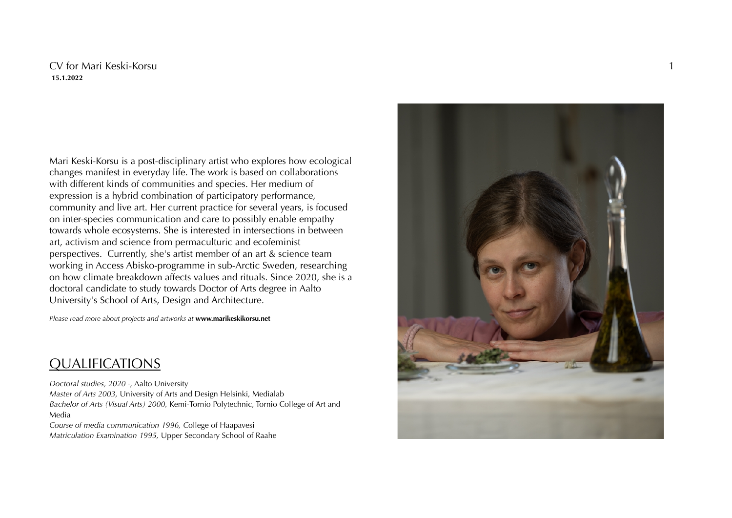CV for Mari Keski-Korsu
**15.1.2022**

Mari Keski-Korsu is a post-disciplinary artist who explores how ecological changes manifest in everyday life. The work is based on collaborations with different kinds of communities and species. Her medium of expression is a hybrid combination of participatory performance, community and live art. Her current practice for several years, is focused on inter-species communication and care to possibly enable empathy towards whole ecosystems. She is interested in intersections in between art, activism and science from permaculturic and ecofeminist perspectives.  Currently, she's artist member of an art & science team working in Access Abisko-programme in sub-Arctic Sweden, researching on how climate breakdown affects values and rituals. Since 2020, she is a doctoral candidate to study towards Doctor of Arts degree in Aalto University's School of Arts, Design and Architecture.

*Please read more about projects and artworks at* **www.marikeskikorsu.net**

## QUALIFICATIONS

*Doctoral studies, 2020 -*, Aalto University
*Master of Arts 2003,* University of Arts and Design Helsinki, Medialab
*Bachelor of Arts (Visual Arts) 2000,* Kemi-Tornio Polytechnic, Tornio College of Art and Media
*Course of media communication 1996,* College of Haapavesi
*Matriculation Examination 1995,* Upper Secondary School of Raahe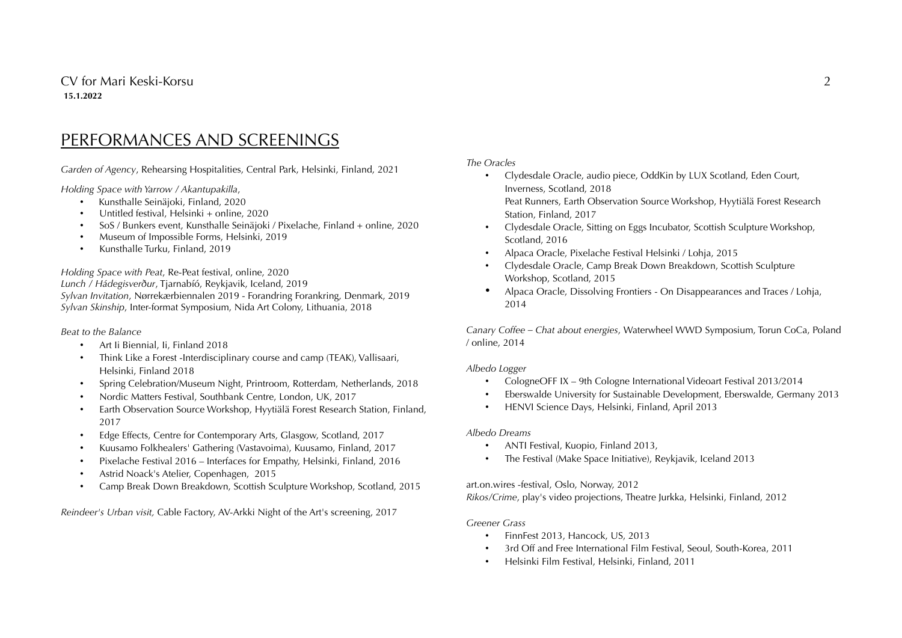## PERFORMANCES AND SCREENINGS

*Garden of Agency*, Rehearsing Hospitalities, Central Park, Helsinki, Finland, 2021

*Holding Space with Yarrow / Akantupakilla*,

- Kunsthalle Seinäjoki, Finland, 2020
- Untitled festival, Helsinki + online, 2020
- SoS / Bunkers event, Kunsthalle Seinäjoki / Pixelache, Finland + online, 2020
- Museum of Impossible Forms, Helsinki, 2019
- Kunsthalle Turku, Finland, 2019

*Holding Space with Peat*, Re-Peat festival, online, 2020
*Lunch / Hádegisverður*, Tjarnabíó, Reykjavik, Iceland, 2019
*Sylvan Invitation*, Nørrekærbiennalen 2019 - Forandring Forankring, Denmark, 2019
*Sylvan Skinship*, Inter-format Symposium, Nida Art Colony, Lithuania, 2018

*Beat to the Balance*

- Art Ii Biennial, Ii, Finland 2018
- Think Like a Forest -Interdisciplinary course and camp (TEAK), Vallisaari, Helsinki, Finland 2018
- Spring Celebration/Museum Night, Printroom, Rotterdam, Netherlands, 2018
- Nordic Matters Festival, Southbank Centre, London, UK, 2017
- Earth Observation Source Workshop, Hyytiälä Forest Research Station, Finland, 2017
- Edge Effects, Centre for Contemporary Arts, Glasgow, Scotland, 2017
- Kuusamo Folkhealers' Gathering (Vastavoima), Kuusamo, Finland, 2017
- Pixelache Festival 2016 – Interfaces for Empathy, Helsinki, Finland, 2016
- Astrid Noack's Atelier, Copenhagen, 2015
- Camp Break Down Breakdown, Scottish Sculpture Workshop, Scotland, 2015

*Reindeer's Urban visit,* Cable Factory, AV-Arkki Night of the Art's screening, 2017

*The Oracles*

- Clydesdale Oracle, audio piece, OddKin by LUX Scotland, Eden Court, Inverness, Scotland, 2018
  Peat Runners, Earth Observation Source Workshop, Hyytiälä Forest Research Station, Finland, 2017
- Clydesdale Oracle, Sitting on Eggs Incubator, Scottish Sculpture Workshop, Scotland, 2016
- Alpaca Oracle, Pixelache Festival Helsinki / Lohja, 2015
- Clydesdale Oracle, Camp Break Down Breakdown, Scottish Sculpture Workshop, Scotland, 2015
- Alpaca Oracle, Dissolving Frontiers - On Disappearances and Traces / Lohja, 2014

*Canary Coffee – Chat about energies*, Waterwheel WWD Symposium, Torun CoCa, Poland / online, 2014

*Albedo Logger*

- CologneOFF IX – 9th Cologne International Videoart Festival 2013/2014
- Eberswalde University for Sustainable Development, Eberswalde, Germany 2013
- HENVI Science Days, Helsinki, Finland, April 2013

*Albedo Dreams*

- ANTI Festival, Kuopio, Finland 2013,
- The Festival (Make Space Initiative), Reykjavik, Iceland 2013

art.on.wires -festival, Oslo, Norway, 2012
*Rikos/Crime*, play's video projections, Theatre Jurkka, Helsinki, Finland, 2012

*Greener Grass*

- FinnFest 2013, Hancock, US, 2013
- 3rd Off and Free International Film Festival, Seoul, South-Korea, 2011
- Helsinki Film Festival, Helsinki, Finland, 2011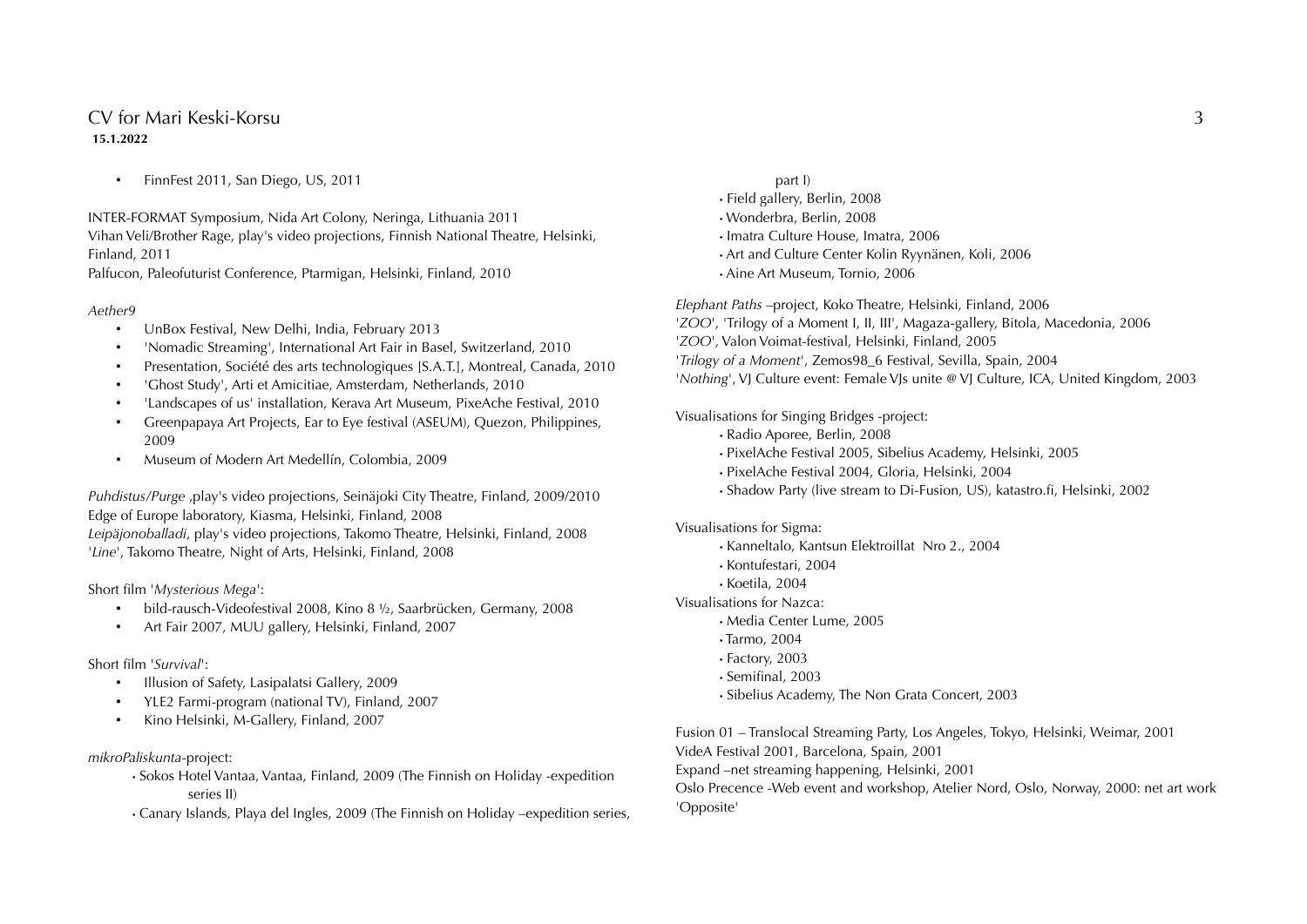- FinnFest 2011, San Diego, US, 2011

INTER-FORMAT Symposium, Nida Art Colony, Neringa, Lithuania 2011
Vihan Veli/Brother Rage, play's video projections, Finnish National Theatre, Helsinki, Finland, 2011
Palfucon, Paleofuturist Conference, Ptarmigan, Helsinki, Finland, 2010

*Aether9*

- UnBox Festival, New Delhi, India, February 2013
- 'Nomadic Streaming', International Art Fair in Basel, Switzerland, 2010
- Presentation, Société des arts technologiques [S.A.T.], Montreal, Canada, 2010
- 'Ghost Study', Arti et Amicitiae, Amsterdam, Netherlands, 2010
- 'Landscapes of us' installation, Kerava Art Museum, PixeAche Festival, 2010
- Greenpapaya Art Projects, Ear to Eye festival (ASEUM), Quezon, Philippines, 2009
- Museum of Modern Art Medellín, Colombia, 2009

*Puhdistus/Purge* ,play's video projections, Seinäjoki City Theatre, Finland, 2009/2010
Edge of Europe laboratory, Kiasma, Helsinki, Finland, 2008
*Leipäjonoballadi*, play's video projections, Takomo Theatre, Helsinki, Finland, 2008
'*Line*', Takomo Theatre, Night of Arts, Helsinki, Finland, 2008

Short film '*Mysterious Mega*':

- bild-rausch-Videofestival 2008, Kino 8 ½, Saarbrücken, Germany, 2008
- Art Fair 2007, MUU gallery, Helsinki, Finland, 2007

Short film '*Survival*':

- Illusion of Safety, Lasipalatsi Gallery, 2009
- YLE2 Farmi-program (national TV), Finland, 2007
- Kino Helsinki, M-Gallery, Finland, 2007

*mikroPaliskunta*-project:

- Sokos Hotel Vantaa, Vantaa, Finland, 2009 (The Finnish on Holiday -expedition series II)
- Canary Islands, Playa del Ingles, 2009 (The Finnish on Holiday –expedition series, part I)
- Field gallery, Berlin, 2008
- Wonderbra, Berlin, 2008
- Imatra Culture House, Imatra, 2006
- Art and Culture Center Kolin Ryynänen, Koli, 2006
- Aine Art Museum, Tornio, 2006

*Elephant Paths* –project, Koko Theatre, Helsinki, Finland, 2006
'*ZOO*', 'Trilogy of a Moment I, II, III', Magaza-gallery, Bitola, Macedonia, 2006
'*ZOO*', Valon Voimat-festival, Helsinki, Finland, 2005
'*Trilogy of a Moment*', Zemos98_6 Festival, Sevilla, Spain, 2004
'*Nothing*', VJ Culture event: Female VJs unite @ VJ Culture, ICA, United Kingdom, 2003

Visualisations for Singing Bridges -project:

- Radio Aporee, Berlin, 2008
- PixelAche Festival 2005, Sibelius Academy, Helsinki, 2005
- PixelAche Festival 2004, Gloria, Helsinki, 2004
- Shadow Party (live stream to Di-Fusion, US), katastro.fi, Helsinki, 2002

Visualisations for Sigma:

- Kanneltalo, Kantsun Elektroillat Nro 2., 2004
- Kontufestari, 2004
- Koetila, 2004

Visualisations for Nazca:

- Media Center Lume, 2005
- Tarmo, 2004
- Factory, 2003
- Semifinal, 2003
- Sibelius Academy, The Non Grata Concert, 2003

Fusion 01 – Translocal Streaming Party, Los Angeles, Tokyo, Helsinki, Weimar, 2001
VideA Festival 2001, Barcelona, Spain, 2001
Expand –net streaming happening, Helsinki, 2001
Oslo Precence -Web event and workshop, Atelier Nord, Oslo, Norway, 2000: net art work 'Opposite'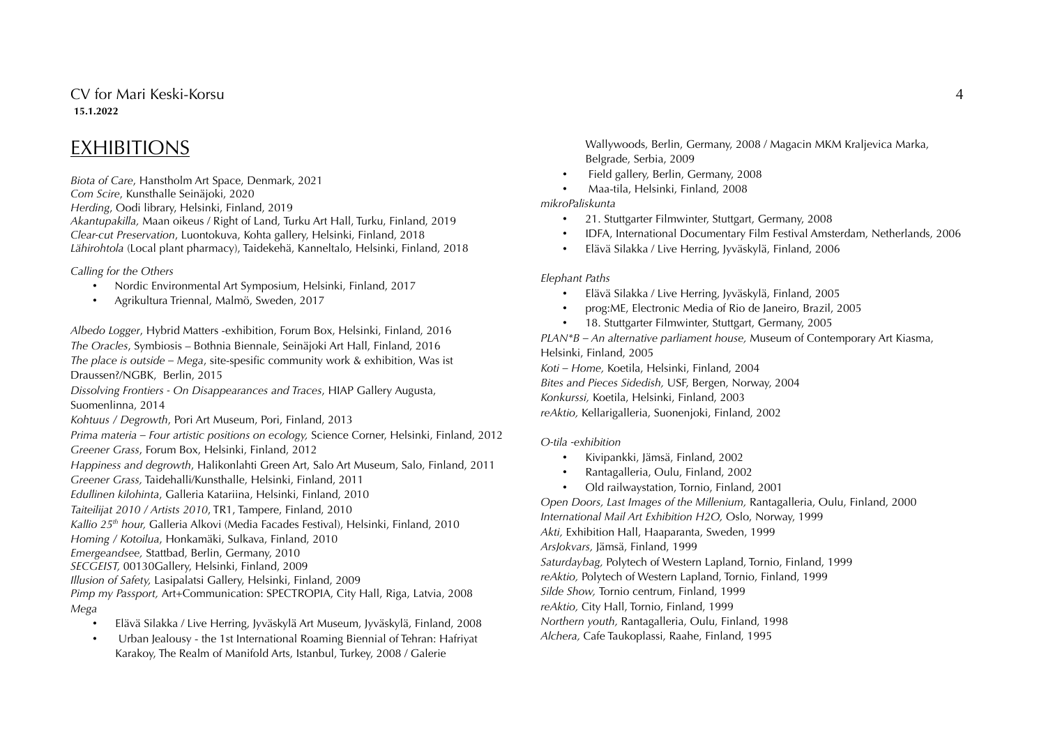## EXHIBITIONS

*Biota of Care*, Hanstholm Art Space, Denmark, 2021
*Com Scire*, Kunsthalle Seinäjoki, 2020
*Herding*, Oodi library, Helsinki, Finland, 2019
*Akantupakilla,* Maan oikeus / Right of Land, Turku Art Hall, Turku, Finland, 2019
*Clear-cut Preservation*, Luontokuva, Kohta gallery, Helsinki, Finland, 2018
*Lähirohtola* (Local plant pharmacy), Taidekehä, Kanneltalo, Helsinki, Finland, 2018

*Calling for the Others*

- Nordic Environmental Art Symposium, Helsinki, Finland, 2017
- Agrikultura Triennal, Malmö, Sweden, 2017

*Albedo Logger*, Hybrid Matters -exhibition, Forum Box, Helsinki, Finland, 2016
*The Oracles*, Symbiosis – Bothnia Biennale, Seinäjoki Art Hall, Finland, 2016
*The place is outside – Mega*, site-spesific community work & exhibition, Was ist Draussen?/NGBK, Berlin, 2015
*Dissolving Frontiers - On Disappearances and Traces*, HIAP Gallery Augusta, Suomenlinna, 2014
*Kohtuus / Degrowth*, Pori Art Museum, Pori, Finland, 2013
*Prima materia – Four artistic positions on ecology,* Science Corner, Helsinki, Finland, 2012
*Greener Grass*, Forum Box, Helsinki, Finland, 2012
*Happiness and degrowth*, Halikonlahti Green Art, Salo Art Museum, Salo, Finland, 2011
*Greener Grass,* Taidehalli/Kunsthalle, Helsinki, Finland, 2011
*Edullinen kilohinta*, Galleria Katariina, Helsinki, Finland, 2010
*Taiteilijat 2010 / Artists 2010*, TR1, Tampere, Finland, 2010
*Kallio 25th hour,* Galleria Alkovi (Media Facades Festival), Helsinki, Finland, 2010
*Homing / Kotoilua*, Honkamäki, Sulkava, Finland, 2010
*Emergeandsee,* Stattbad, Berlin, Germany, 2010
*SECGEIST,* 00130Gallery, Helsinki, Finland, 2009
*Illusion of Safety,* Lasipalatsi Gallery, Helsinki, Finland, 2009
*Pimp my Passport,* Art+Communication: SPECTROPIA, City Hall, Riga, Latvia, 2008
*Mega*

- Elävä Silakka / Live Herring, Jyväskylä Art Museum, Jyväskylä, Finland, 2008
- Urban Jealousy - the 1st International Roaming Biennial of Tehran: Hafriyat Karakoy, The Realm of Manifold Arts, Istanbul, Turkey, 2008 / Galerie Wallywoods, Berlin, Germany, 2008 / Magacin MKM Kraljevica Marka, Belgrade, Serbia, 2009
- Field gallery, Berlin, Germany, 2008
- Maa-tila, Helsinki, Finland, 2008

*mikroPaliskunta*

- 21. Stuttgarter Filmwinter, Stuttgart, Germany, 2008
- IDFA, International Documentary Film Festival Amsterdam, Netherlands, 2006
- Elävä Silakka / Live Herring, Jyväskylä, Finland, 2006

*Elephant Paths*

- Elävä Silakka / Live Herring, Jyväskylä, Finland, 2005
- prog:ME, Electronic Media of Rio de Janeiro, Brazil, 2005
- 18. Stuttgarter Filmwinter, Stuttgart, Germany, 2005

*PLAN\*B – An alternative parliament house,* Museum of Contemporary Art Kiasma, Helsinki, Finland, 2005
*Koti – Home,* Koetila, Helsinki, Finland, 2004
*Bites and Pieces Sidedish,* USF, Bergen, Norway, 2004
*Konkurssi,* Koetila, Helsinki, Finland, 2003
*reAktio,* Kellarigalleria, Suonenjoki, Finland, 2002

*O-tila -exhibition*

- Kivipankki, Jämsä, Finland, 2002
- Rantagalleria, Oulu, Finland, 2002
- Old railwaystation, Tornio, Finland, 2001

*Open Doors, Last Images of the Millenium,* Rantagalleria, Oulu, Finland, 2000
*International Mail Art Exhibition H2O,* Oslo, Norway, 1999
*Akti,* Exhibition Hall, Haaparanta, Sweden, 1999
*ArsJokvars,* Jämsä, Finland, 1999
*Saturdaybag,* Polytech of Western Lapland, Tornio, Finland, 1999
*reAktio,* Polytech of Western Lapland, Tornio, Finland, 1999
*Silde Show,* Tornio centrum, Finland, 1999
*reAktio,* City Hall, Tornio, Finland, 1999
*Northern youth,* Rantagalleria, Oulu, Finland, 1998
*Alchera,* Cafe Taukoplassi, Raahe, Finland, 1995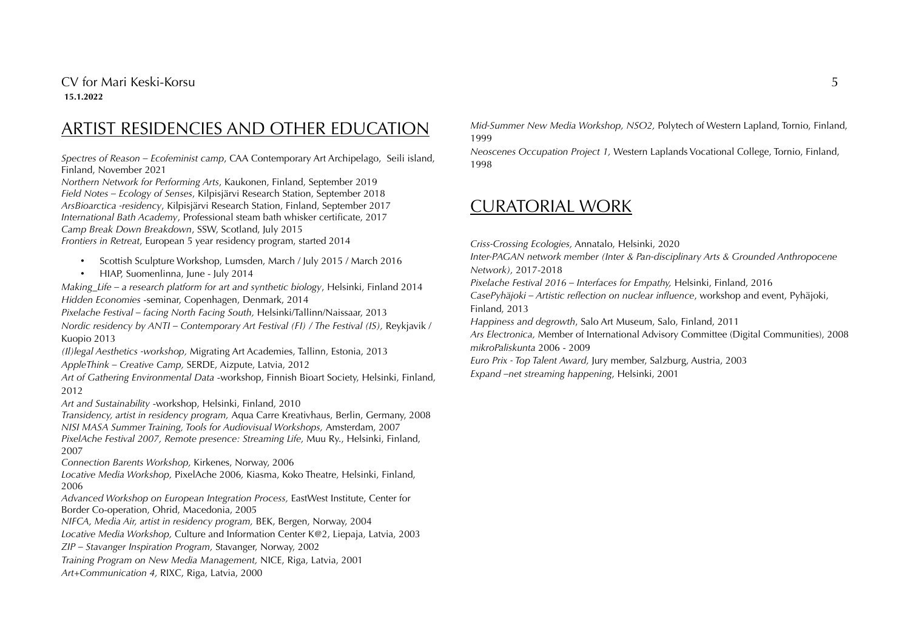## ARTIST RESIDENCIES AND OTHER EDUCATION

*Spectres of Reason – Ecofeminist camp*, CAA Contemporary Art Archipelago, Seili island, Finland, November 2021
*Northern Network for Performing Arts*, Kaukonen, Finland, September 2019
*Field Notes – Ecology of Senses*, Kilpisjärvi Research Station, September 2018
*ArsBioarctica -residency*, Kilpisjärvi Research Station, Finland, September 2017
*International Bath Academy*, Professional steam bath whisker certificate, 2017
*Camp Break Down Breakdown*, SSW, Scotland, July 2015
*Frontiers in Retreat*, European 5 year residency program, started 2014

- Scottish Sculpture Workshop, Lumsden, March / July 2015 / March 2016
- HIAP, Suomenlinna, June - July 2014

*Making_Life – a research platform for art and synthetic biology*, Helsinki, Finland 2014
*Hidden Economies* -seminar, Copenhagen, Denmark, 2014
*Pixelache Festival – facing North Facing South,* Helsinki/Tallinn/Naissaar, 2013
*Nordic residency by ANTI – Contemporary Art Festival (FI) / The Festival (IS),* Reykjavik / Kuopio 2013
*(Il)legal Aesthetics -workshop,* Migrating Art Academies, Tallinn, Estonia, 2013
*AppleThink – Creative Camp,* SERDE, Aizpute, Latvia, 2012
*Art of Gathering Environmental Data* -workshop, Finnish Bioart Society, Helsinki, Finland, 2012
*Art and Sustainability* -workshop, Helsinki, Finland, 2010
*Transidency, artist in residency program,* Aqua Carre Kreativhaus, Berlin, Germany, 2008
*NISI MASA Summer Training, Tools for Audiovisual Workshops,* Amsterdam, 2007
*PixelAche Festival 2007, Remote presence: Streaming Life,* Muu Ry., Helsinki, Finland, 2007
*Connection Barents Workshop,* Kirkenes, Norway, 2006
*Locative Media Workshop,* PixelAche 2006, Kiasma, Koko Theatre, Helsinki, Finland, 2006
*Advanced Workshop on European Integration Process,* EastWest Institute, Center for Border Co-operation, Ohrid, Macedonia, 2005
*NIFCA, Media Air, artist in residency program,* BEK, Bergen, Norway, 2004
*Locative Media Workshop,* Culture and Information Center K@2, Liepaja, Latvia, 2003
*ZIP – Stavanger Inspiration Program,* Stavanger, Norway, 2002
*Training Program on New Media Management,* NICE, Riga, Latvia, 2001
*Art+Communication 4,* RIXC, Riga, Latvia, 2000
*Mid-Summer New Media Workshop, NSO2,* Polytech of Western Lapland, Tornio, Finland, 1999
*Neoscenes Occupation Project 1,* Western Laplands Vocational College, Tornio, Finland, 1998

## CURATORIAL WORK

*Criss-Crossing Ecologies,* Annatalo, Helsinki, 2020
*Inter-PAGAN network member (Inter & Pan-disciplinary Arts & Grounded Anthropocene Network),* 2017-2018
*Pixelache Festival 2016 – Interfaces for Empathy,* Helsinki, Finland, 2016
*CasePyhäjoki – Artistic reflection on nuclear influence*, workshop and event, Pyhäjoki, Finland, 2013
*Happiness and degrowth*, Salo Art Museum, Salo, Finland, 2011
*Ars Electronica,* Member of International Advisory Committee (Digital Communities), 2008
*mikroPaliskunta* 2006 - 2009
*Euro Prix - Top Talent Award,* Jury member, Salzburg, Austria, 2003
*Expand –net streaming happening*, Helsinki, 2001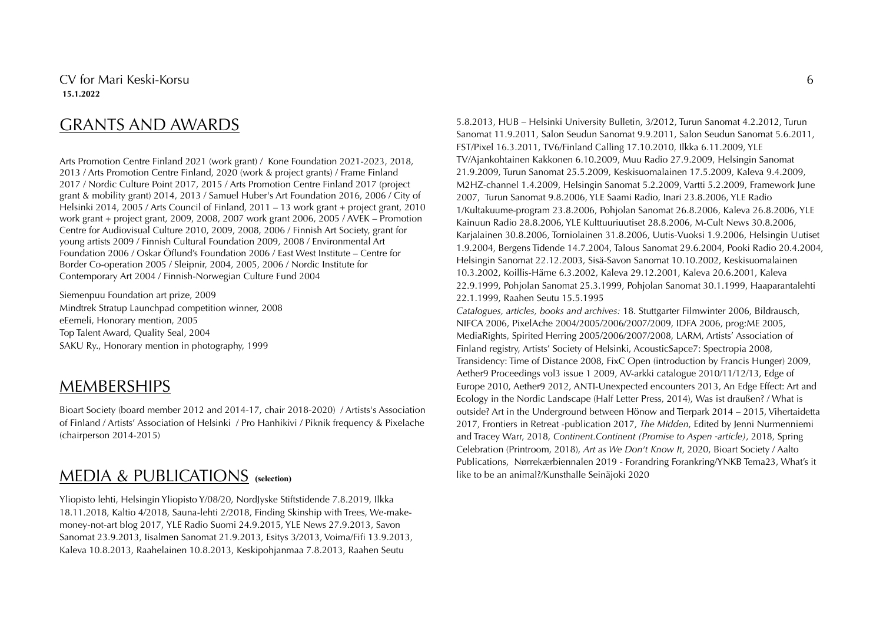## GRANTS AND AWARDS

Arts Promotion Centre Finland 2021 (work grant) / Kone Foundation 2021-2023, 2018, 2013 / Arts Promotion Centre Finland, 2020 (work & project grants) / Frame Finland 2017 / Nordic Culture Point 2017, 2015 / Arts Promotion Centre Finland 2017 (project grant & mobility grant) 2014, 2013 / Samuel Huber's Art Foundation 2016, 2006 / City of Helsinki 2014, 2005 / Arts Council of Finland, 2011 – 13 work grant + project grant, 2010 work grant + project grant, 2009, 2008, 2007 work grant 2006, 2005 / AVEK – Promotion Centre for Audiovisual Culture 2010, 2009, 2008, 2006 / Finnish Art Society, grant for young artists 2009 / Finnish Cultural Foundation 2009, 2008 / Environmental Art Foundation 2006 / Oskar Öflund's Foundation 2006 / East West Institute – Centre for Border Co-operation 2005 / Sleipnir, 2004, 2005, 2006 / Nordic Institute for Contemporary Art 2004 / Finnish-Norwegian Culture Fund 2004

Siemenpuu Foundation art prize, 2009
Mindtrek Stratup Launchpad competition winner, 2008
eEemeli, Honorary mention, 2005
Top Talent Award, Quality Seal, 2004
SAKU Ry., Honorary mention in photography, 1999

## MEMBERSHIPS

Bioart Society (board member 2012 and 2014-17, chair 2018-2020) / Artists's Association of Finland / Artists' Association of Helsinki / Pro Hanhikivi / Piknik frequency & Pixelache (chairperson 2014-2015)

## MEDIA & PUBLICATIONS **(selection)**

Yliopisto lehti, Helsingin Yliopisto Y/08/20, NordJyske Stiftstidende 7.8.2019, Ilkka 18.11.2018, Kaltio 4/2018, Sauna-lehti 2/2018, Finding Skinship with Trees, We-make-money-not-art blog 2017, YLE Radio Suomi 24.9.2015, YLE News 27.9.2013, Savon Sanomat 23.9.2013, Iisalmen Sanomat 21.9.2013, Esitys 3/2013, Voima/Fifi 13.9.2013, Kaleva 10.8.2013, Raahelainen 10.8.2013, Keskipohjanmaa 7.8.2013, Raahen Seutu 5.8.2013, HUB – Helsinki University Bulletin, 3/2012, Turun Sanomat 4.2.2012, Turun Sanomat 11.9.2011, Salon Seudun Sanomat 9.9.2011, Salon Seudun Sanomat 5.6.2011, FST/Pixel 16.3.2011, TV6/Finland Calling 17.10.2010, Ilkka 6.11.2009, YLE TV/Ajankohtainen Kakkonen 6.10.2009, Muu Radio 27.9.2009, Helsingin Sanomat 21.9.2009, Turun Sanomat 25.5.2009, Keskisuomalainen 17.5.2009, Kaleva 9.4.2009, M2HZ-channel 1.4.2009, Helsingin Sanomat 5.2.2009, Vartti 5.2.2009, Framework June 2007, Turun Sanomat 9.8.2006, YLE Saami Radio, Inari 23.8.2006, YLE Radio 1/Kultakuume-program 23.8.2006, Pohjolan Sanomat 26.8.2006, Kaleva 26.8.2006, YLE Kainuun Radio 28.8.2006, YLE Kulttuuriuutiset 28.8.2006, M-Cult News 30.8.2006, Karjalainen 30.8.2006, Torniolainen 31.8.2006, Uutis-Vuoksi 1.9.2006, Helsingin Uutiset 1.9.2004, Bergens Tidende 14.7.2004, Talous Sanomat 29.6.2004, Pooki Radio 20.4.2004, Helsingin Sanomat 22.12.2003, Sisä-Savon Sanomat 10.10.2002, Keskisuomalainen 10.3.2002, Koillis-Häme 6.3.2002, Kaleva 29.12.2001, Kaleva 20.6.2001, Kaleva 22.9.1999, Pohjolan Sanomat 25.3.1999, Pohjolan Sanomat 30.1.1999, Haaparantalehti 22.1.1999, Raahen Seutu 15.5.1995

*Catalogues, articles, books and archives:* 18. Stuttgarter Filmwinter 2006, Bildrausch, NIFCA 2006, PixelAche 2004/2005/2006/2007/2009, IDFA 2006, prog:ME 2005, MediaRights, Spirited Herring 2005/2006/2007/2008, LARM, Artists' Association of Finland registry, Artists' Society of Helsinki, AcousticSapce7: Spectropia 2008, Transidency: Time of Distance 2008, FixC Open (introduction by Francis Hunger) 2009, Aether9 Proceedings vol3 issue 1 2009, AV-arkki catalogue 2010/11/12/13, Edge of Europe 2010, Aether9 2012, ANTI-Unexpected encounters 2013, An Edge Effect: Art and Ecology in the Nordic Landscape (Half Letter Press, 2014), Was ist draußen? / What is outside? Art in the Underground between Hönow and Tierpark 2014 – 2015, Vihertaidetta 2017, Frontiers in Retreat -publication 2017, *The Midden*, Edited by Jenni Nurmenniemi and Tracey Warr, 2018, *Continent.Continent (Promise to Aspen -article)*, 2018, Spring Celebration (Printroom, 2018), *Art as We Don't Know It*, 2020, Bioart Society / Aalto Publications, Nørrekærbiennalen 2019 - Forandring Forankring/YNKB Tema23, What's it like to be an animal?/Kunsthalle Seinäjoki 2020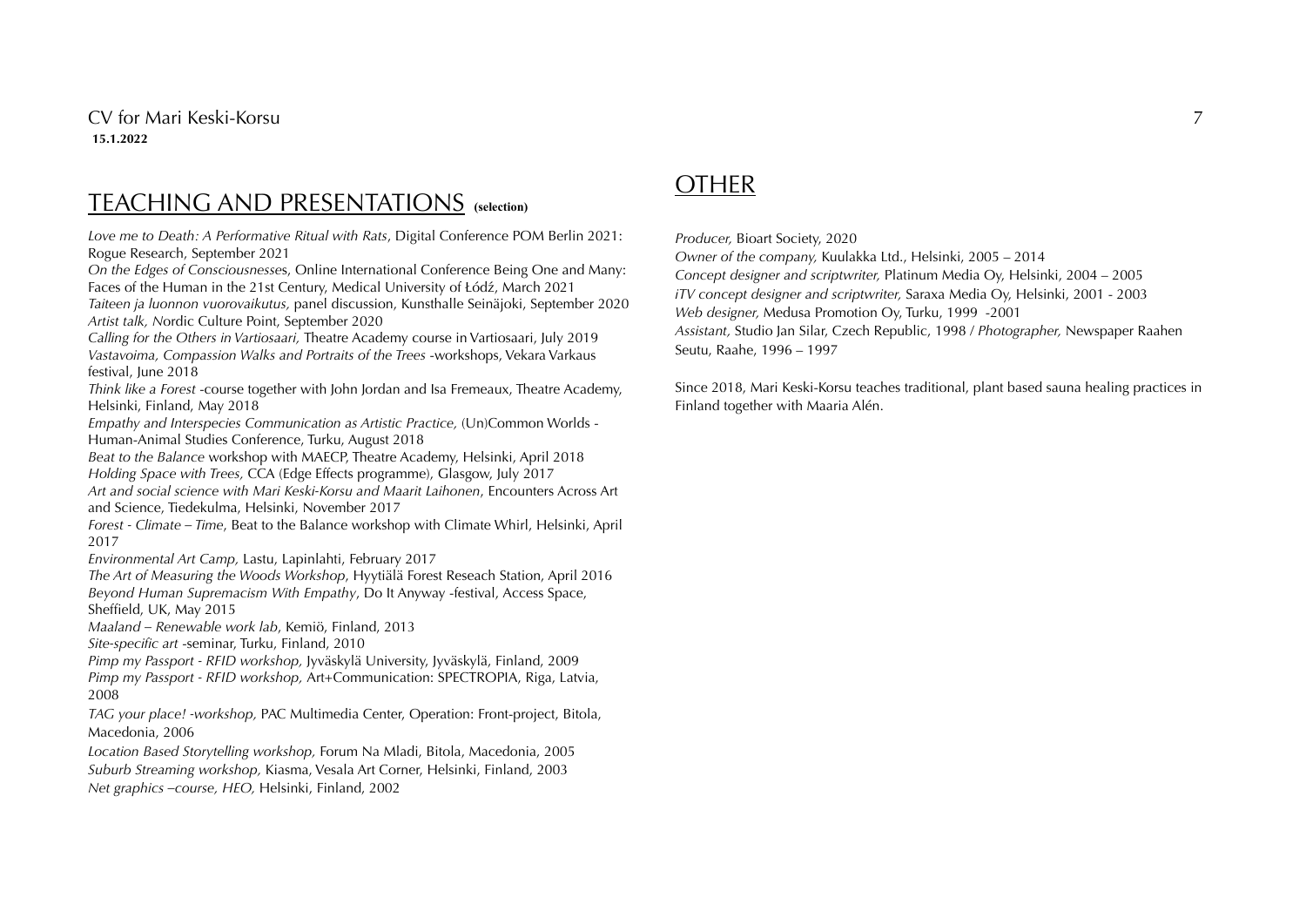## TEACHING AND PRESENTATIONS (selection)

*Love me to Death: A Performative Ritual with Rats*, Digital Conference POM Berlin 2021: Rogue Research, September 2021
*On the Edges of Consciousnesses*, Online International Conference Being One and Many: Faces of the Human in the 21st Century, Medical University of Łódź, March 2021
*Taiteen ja luonnon vuorovaikutus,* panel discussion, Kunsthalle Seinäjoki, September 2020
*Artist talk, N*ordic Culture Point, September 2020
*Calling for the Others in Vartiosaari,* Theatre Academy course in Vartiosaari, July 2019
*Vastavoima, Compassion Walks and Portraits of the Trees* -workshops, Vekara Varkaus festival, June 2018
*Think like a Forest* -course together with John Jordan and Isa Fremeaux, Theatre Academy, Helsinki, Finland, May 2018
*Empathy and Interspecies Communication as Artistic Practice,* (Un)Common Worlds - Human-Animal Studies Conference, Turku, August 2018
*Beat to the Balance* workshop with MAECP, Theatre Academy, Helsinki, April 2018
*Holding Space with Trees,* CCA (Edge Effects programme), Glasgow, July 2017
*Art and social science with Mari Keski-Korsu and Maarit Laihonen*, Encounters Across Art and Science, Tiedekulma, Helsinki, November 2017
*Forest - Climate – Time*, Beat to the Balance workshop with Climate Whirl, Helsinki, April 2017
*Environmental Art Camp,* Lastu, Lapinlahti, February 2017
*The Art of Measuring the Woods Workshop*, Hyytiälä Forest Reseach Station, April 2016
*Beyond Human Supremacism With Empathy*, Do It Anyway -festival, Access Space, Sheffield, UK, May 2015
*Maaland – Renewable work lab*, Kemiö, Finland, 2013
*Site-specific art* -seminar, Turku, Finland, 2010
*Pimp my Passport - RFID workshop,* Jyväskylä University, Jyväskylä, Finland, 2009
*Pimp my Passport - RFID workshop,* Art+Communication: SPECTROPIA, Riga, Latvia, 2008
*TAG your place! -workshop,* PAC Multimedia Center, Operation: Front-project, Bitola, Macedonia, 2006
*Location Based Storytelling workshop,* Forum Na Mladi, Bitola, Macedonia, 2005
*Suburb Streaming workshop,* Kiasma, Vesala Art Corner, Helsinki, Finland, 2003
*Net graphics –course, HEO,* Helsinki, Finland, 2002

## OTHER

*Producer,* Bioart Society, 2020
*Owner of the company,* Kuulakka Ltd., Helsinki, 2005 – 2014
*Concept designer and scriptwriter,* Platinum Media Oy, Helsinki, 2004 – 2005
*iTV concept designer and scriptwriter,* Saraxa Media Oy, Helsinki, 2001 - 2003
*Web designer,* Medusa Promotion Oy, Turku, 1999 -2001
*Assistant,* Studio Jan Silar, Czech Republic, 1998 / *Photographer,* Newspaper Raahen Seutu, Raahe, 1996 – 1997

Since 2018, Mari Keski-Korsu teaches traditional, plant based sauna healing practices in Finland together with Maaria Alén.